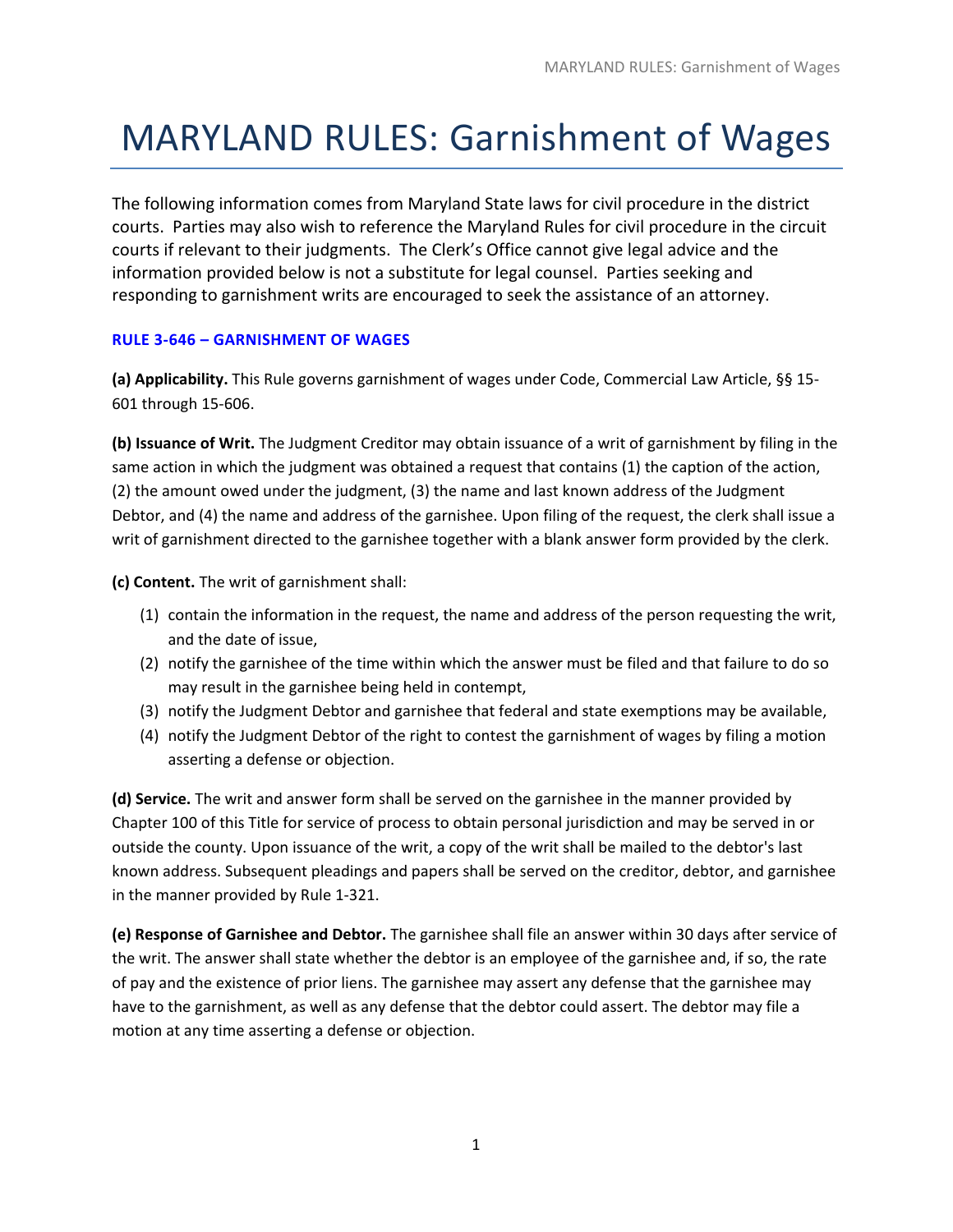# MARYLAND RULES: Garnishment of Wages

The following information comes from Maryland State laws for civil procedure in the district courts. Parties may also wish to reference the Maryland Rules for civil procedure in the circuit courts if relevant to their judgments. The Clerk's Office cannot give legal advice and the information provided below is not a substitute for legal counsel. Parties seeking and responding to garnishment writs are encouraged to seek the assistance of an attorney.

### RULE 3-646 – GARNISHMENT OF WAGES

**(a) Applicability.** This Rule governs garnishment of wages under Code, Commercial Law Article, §§ 15-601 through 15-606.

**(b) Issuance of Writ.** The Judgment Creditor may obtain issuance of a writ of garnishment by filing in the same action in which the judgment was obtained a request that contains (1) the caption of the action, (2) the amount owed under the judgment, (3) the name and last known address of the Judgment Debtor, and (4) the name and address of the garnishee. Upon filing of the request, the clerk shall issue a writ of garnishment directed to the garnishee together with a blank answer form provided by the clerk.

**(c) Content.** The writ of garnishment shall:

(1) contain the information in the request, the name and address of the person requesting the writ, and the date of issue,

(2) notify the garnishee of the time within which the answer must be filed and that failure to do so may result in the garnishee being held in contempt,

(3) notify the Judgment Debtor and garnishee that federal and state exemptions may be available,

(4) notify the Judgment Debtor of the right to contest the garnishment of wages by filing a motion asserting a defense or objection.

**(d) Service.** The writ and answer form shall be served on the garnishee in the manner provided by Chapter 100 of this Title for service of process to obtain personal jurisdiction and may be served in or outside the county. Upon issuance of the writ, a copy of the writ shall be mailed to the debtor's last known address. Subsequent pleadings and papers shall be served on the creditor, debtor, and garnishee in the manner provided by Rule 1-321.

**(e) Response of Garnishee and Debtor.** The garnishee shall file an answer within 30 days after service of the writ. The answer shall state whether the debtor is an employee of the garnishee and, if so, the rate of pay and the existence of prior liens. The garnishee may assert any defense that the garnishee may have to the garnishment, as well as any defense that the debtor could assert. The debtor may file a motion at any time asserting a defense or objection.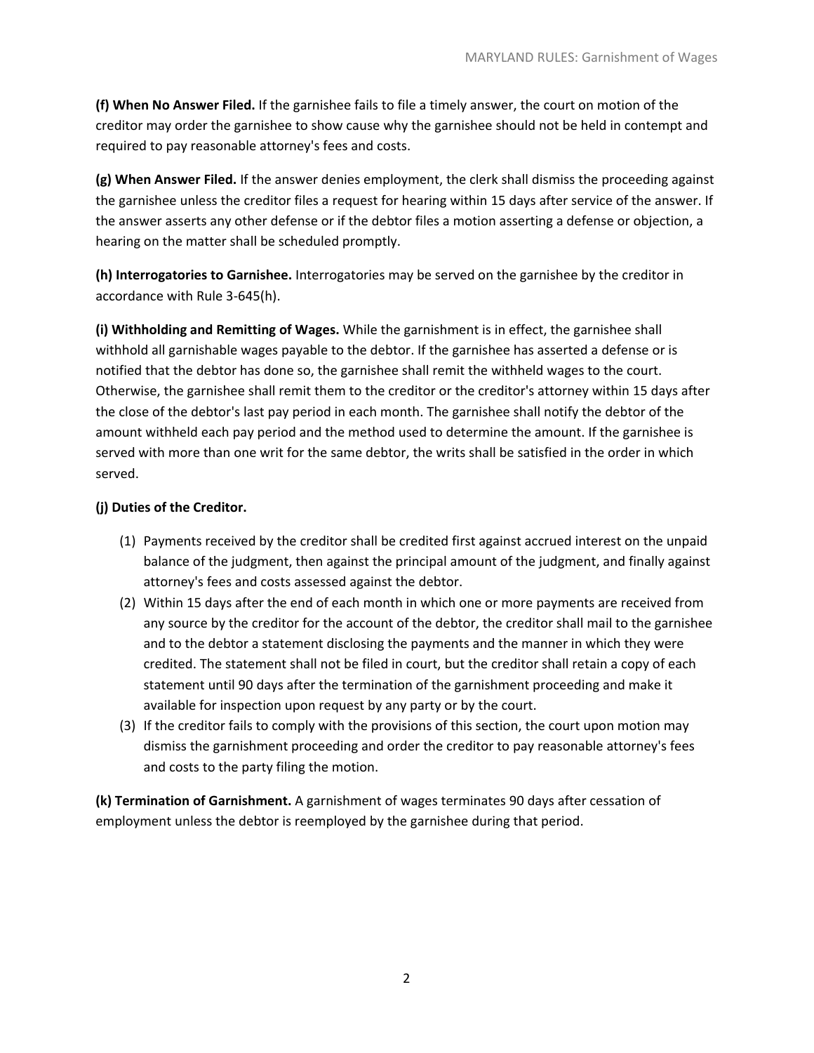**(f) When No Answer Filed.** If the garnishee fails to file a timely answer, the court on motion of the creditor may order the garnishee to show cause why the garnishee should not be held in contempt and required to pay reasonable attorney's fees and costs.

**(g) When Answer Filed.** If the answer denies employment, the clerk shall dismiss the proceeding against the garnishee unless the creditor files a request for hearing within 15 days after service of the answer. If the answer asserts any other defense or if the debtor files a motion asserting a defense or objection, a hearing on the matter shall be scheduled promptly.

**(h) Interrogatories to Garnishee.** Interrogatories may be served on the garnishee by the creditor in accordance with Rule 3-645(h).

**(i) Withholding and Remitting of Wages.** While the garnishment is in effect, the garnishee shall withhold all garnishable wages payable to the debtor. If the garnishee has asserted a defense or is notified that the debtor has done so, the garnishee shall remit the withheld wages to the court. Otherwise, the garnishee shall remit them to the creditor or the creditor's attorney within 15 days after the close of the debtor's last pay period in each month. The garnishee shall notify the debtor of the amount withheld each pay period and the method used to determine the amount. If the garnishee is served with more than one writ for the same debtor, the writs shall be satisfied in the order in which served.

**(j) Duties of the Creditor.**

1. Payments received by the creditor shall be credited first against accrued interest on the unpaid balance of the judgment, then against the principal amount of the judgment, and finally against attorney's fees and costs assessed against the debtor.
2. Within 15 days after the end of each month in which one or more payments are received from any source by the creditor for the account of the debtor, the creditor shall mail to the garnishee and to the debtor a statement disclosing the payments and the manner in which they were credited. The statement shall not be filed in court, but the creditor shall retain a copy of each statement until 90 days after the termination of the garnishment proceeding and make it available for inspection upon request by any party or by the court.
3. If the creditor fails to comply with the provisions of this section, the court upon motion may dismiss the garnishment proceeding and order the creditor to pay reasonable attorney's fees and costs to the party filing the motion.

**(k) Termination of Garnishment.** A garnishment of wages terminates 90 days after cessation of employment unless the debtor is reemployed by the garnishee during that period.